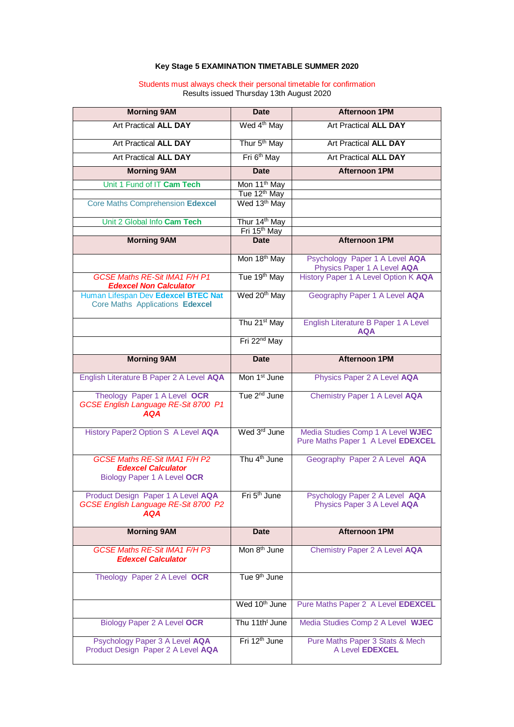**Key Stage 5 EXAMINATION TIMETABLE SUMMER 2020**

Students must always check their personal timetable for confirmation
Results issued Thursday 13th August 2020

| Morning 9AM | Date | Afternoon 1PM |
|---|---|---|
| Art Practical **ALL DAY** | Wed 4th May | Art Practical **ALL DAY** |
| Art Practical **ALL DAY** | Thur 5th May | Art Practical **ALL DAY** |
| Art Practical **ALL DAY** | Fri 6th May | Art Practical **ALL DAY** |
| **Morning 9AM** | **Date** | **Afternoon 1PM** |
| Unit 1 Fund of IT **Cam Tech** | Mon 11th May | |
| | Tue 12th May | |
| Core Maths Comprehension **Edexcel** | Wed 13th May | |
| Unit 2 Global Info **Cam Tech** | Thur 14th May | |
| | Fri 15th May | |
| **Morning 9AM** | **Date** | **Afternoon 1PM** |
| | Mon 18th May | Psychology Paper 1 A Level **AQA**<br>Physics Paper 1 A Level **AQA** |
| *GCSE Maths RE-Sit IMA1 F/H P1*<br>***Edexcel Non Calculator*** | Tue 19th May | History Paper 1 A Level Option K **AQA** |
| Human Lifespan Dev **Edexcel BTEC Nat**<br>Core Maths Applications **Edexcel** | Wed 20th May | Geography Paper 1 A Level **AQA** |
| | Thu 21st May | English Literature B Paper 1 A Level **AQA** |
| | Fri 22nd May | |
| **Morning 9AM** | **Date** | **Afternoon 1PM** |
| English Literature B Paper 2 A Level **AQA** | Mon 1st June | Physics Paper 2 A Level **AQA** |
| Theology Paper 1 A Level **OCR**<br>*GCSE English Language RE-Sit 8700 P1*<br>***AQA*** | Tue 2nd June | Chemistry Paper 1 A Level **AQA** |
| History Paper2 Option S A Level **AQA** | Wed 3rd June | Media Studies Comp 1 A Level **WJEC**<br>Pure Maths Paper 1 A Level **EDEXCEL** |
| *GCSE Maths RE-Sit IMA1 F/H P2*<br>***Edexcel Calculator***<br>Biology Paper 1 A Level **OCR** | Thu 4th June | Geography Paper 2 A Level **AQA** |
| Product Design Paper 1 A Level **AQA**<br>*GCSE English Language RE-Sit 8700 P2*<br>***AQA*** | Fri 5th June | Psychology Paper 2 A Level **AQA**<br>Physics Paper 3 A Level **AQA** |
| **Morning 9AM** | **Date** | **Afternoon 1PM** |
| *GCSE Maths RE-Sit IMA1 F/H P3*<br>***Edexcel Calculator*** | Mon 8th June | Chemistry Paper 2 A Level **AQA** |
| Theology Paper 2 A Level **OCR** | Tue 9th June | |
| | Wed 10th June | Pure Maths Paper 2 A Level **EDEXCEL** |
| Biology Paper 2 A Level **OCR** | Thu 11tht June | Media Studies Comp 2 A Level **WJEC** |
| Psychology Paper 3 A Level **AQA**<br>Product Design Paper 2 A Level **AQA** | Fri 12th June | Pure Maths Paper 3 Stats & Mech A Level **EDEXCEL** |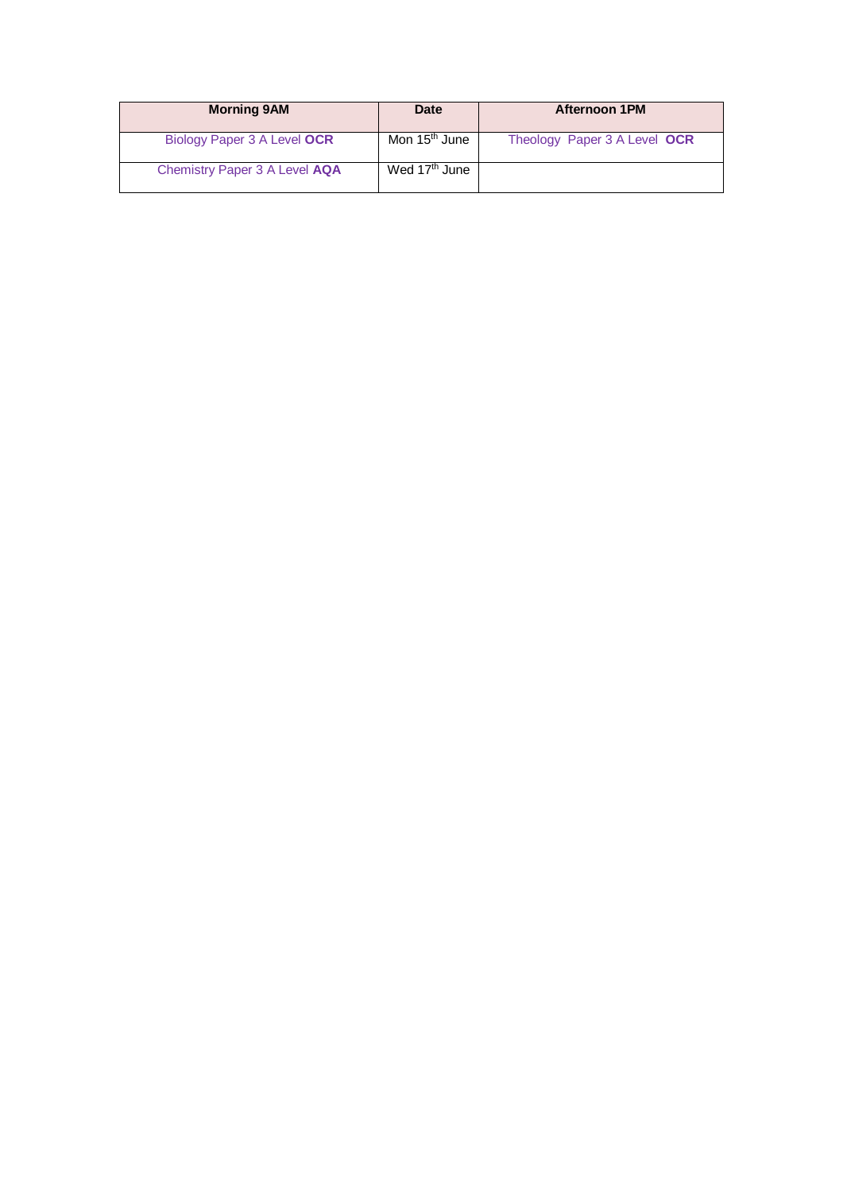| Morning 9AM | Date | Afternoon 1PM |
| --- | --- | --- |
| Biology Paper 3 A Level **OCR** | Mon 15th June | Theology Paper 3 A Level **OCR** |
| Chemistry Paper 3 A Level **AQA** | Wed 17th June | |